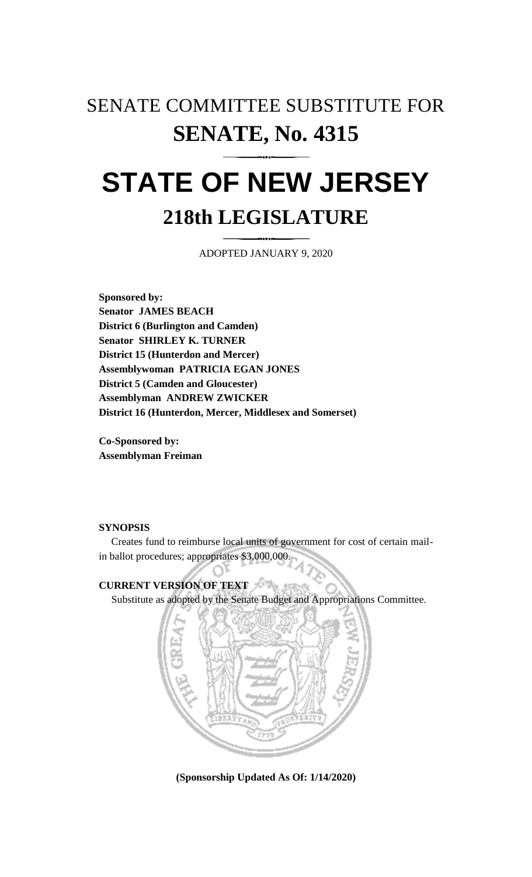# SENATE COMMITTEE SUBSTITUTE FOR
# **SENATE, No. 4315**

# **STATE OF NEW JERSEY**
## **218th LEGISLATURE**

ADOPTED JANUARY 9, 2020

**Sponsored by:**
**Senator JAMES BEACH**
**District 6 (Burlington and Camden)**
**Senator SHIRLEY K. TURNER**
**District 15 (Hunterdon and Mercer)**
**Assemblywoman PATRICIA EGAN JONES**
**District 5 (Camden and Gloucester)**
**Assemblyman ANDREW ZWICKER**
**District 16 (Hunterdon, Mercer, Middlesex and Somerset)**

**Co-Sponsored by:**
**Assemblyman Freiman**

**SYNOPSIS**

Creates fund to reimburse local units of government for cost of certain mail-in ballot procedures; appropriates $3,000,000.

**CURRENT VERSION OF TEXT**

Substitute as adopted by the Senate Budget and Appropriations Committee.

**(Sponsorship Updated As Of: 1/14/2020)**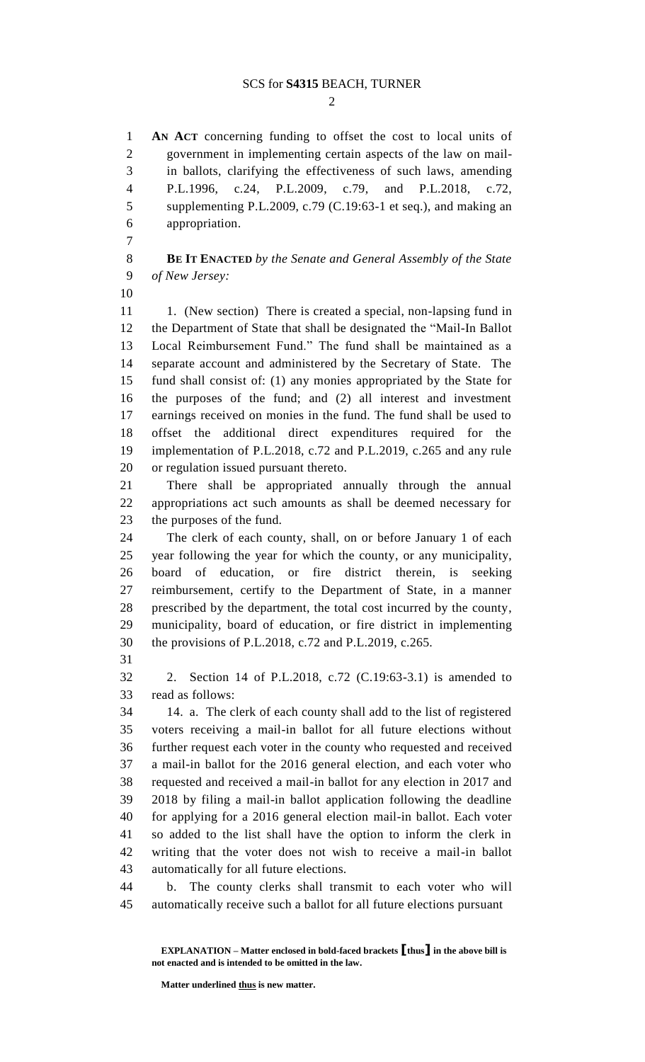**AN ACT** concerning funding to offset the cost to local units of government in implementing certain aspects of the law on mail-in ballots, clarifying the effectiveness of such laws, amending P.L.1996, c.24, P.L.2009, c.79, and P.L.2018, c.72, supplementing P.L.2009, c.79 (C.19:63-1 et seq.), and making an appropriation.

**BE IT ENACTED** *by the Senate and General Assembly of the State of New Jersey:*

1. (New section) There is created a special, non-lapsing fund in the Department of State that shall be designated the "Mail-In Ballot Local Reimbursement Fund." The fund shall be maintained as a separate account and administered by the Secretary of State. The fund shall consist of: (1) any monies appropriated by the State for the purposes of the fund; and (2) all interest and investment earnings received on monies in the fund. The fund shall be used to offset the additional direct expenditures required for the implementation of P.L.2018, c.72 and P.L.2019, c.265 and any rule or regulation issued pursuant thereto.

There shall be appropriated annually through the annual appropriations act such amounts as shall be deemed necessary for the purposes of the fund.

The clerk of each county, shall, on or before January 1 of each year following the year for which the county, or any municipality, board of education, or fire district therein, is seeking reimbursement, certify to the Department of State, in a manner prescribed by the department, the total cost incurred by the county, municipality, board of education, or fire district in implementing the provisions of P.L.2018, c.72 and P.L.2019, c.265.

2. Section 14 of P.L.2018, c.72 (C.19:63-3.1) is amended to read as follows:

14. a. The clerk of each county shall add to the list of registered voters receiving a mail-in ballot for all future elections without further request each voter in the county who requested and received a mail-in ballot for the 2016 general election, and each voter who requested and received a mail-in ballot for any election in 2017 and 2018 by filing a mail-in ballot application following the deadline for applying for a 2016 general election mail-in ballot. Each voter so added to the list shall have the option to inform the clerk in writing that the voter does not wish to receive a mail-in ballot automatically for all future elections.

b. The county clerks shall transmit to each voter who will automatically receive such a ballot for all future elections pursuant

**EXPLANATION – Matter enclosed in bold-faced brackets [thus] in the above bill is not enacted and is intended to be omitted in the law.**

**Matter underlined thus is new matter.**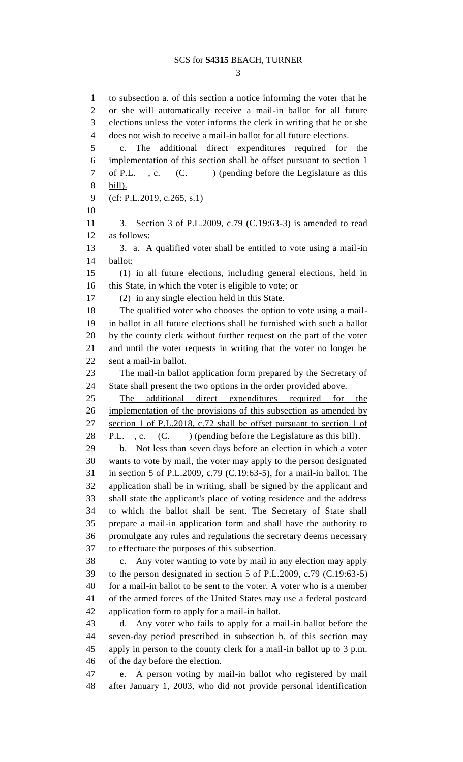to subsection a. of this section a notice informing the voter that he or she will automatically receive a mail-in ballot for all future elections unless the voter informs the clerk in writing that he or she does not wish to receive a mail-in ballot for all future elections.

<u>c. The additional direct expenditures required for the implementation of this section shall be offset pursuant to section 1 of P.L. , c. (C. ) (pending before the Legislature as this bill).</u>

(cf: P.L.2019, c.265, s.1)

3. Section 3 of P.L.2009, c.79 (C.19:63-3) is amended to read as follows:

3. a. A qualified voter shall be entitled to vote using a mail-in ballot:

(1) in all future elections, including general elections, held in this State, in which the voter is eligible to vote; or

(2) in any single election held in this State.

The qualified voter who chooses the option to vote using a mail-in ballot in all future elections shall be furnished with such a ballot by the county clerk without further request on the part of the voter and until the voter requests in writing that the voter no longer be sent a mail-in ballot.

The mail-in ballot application form prepared by the Secretary of State shall present the two options in the order provided above.

<u>The additional direct expenditures required for the implementation of the provisions of this subsection as amended by section 1 of P.L.2018, c.72 shall be offset pursuant to section 1 of P.L. , c. (C. ) (pending before the Legislature as this bill).</u>

b. Not less than seven days before an election in which a voter wants to vote by mail, the voter may apply to the person designated in section 5 of P.L.2009, c.79 (C.19:63-5), for a mail-in ballot. The application shall be in writing, shall be signed by the applicant and shall state the applicant's place of voting residence and the address to which the ballot shall be sent. The Secretary of State shall prepare a mail-in application form and shall have the authority to promulgate any rules and regulations the secretary deems necessary to effectuate the purposes of this subsection.

c. Any voter wanting to vote by mail in any election may apply to the person designated in section 5 of P.L.2009, c.79 (C.19:63-5) for a mail-in ballot to be sent to the voter. A voter who is a member of the armed forces of the United States may use a federal postcard application form to apply for a mail-in ballot.

d. Any voter who fails to apply for a mail-in ballot before the seven-day period prescribed in subsection b. of this section may apply in person to the county clerk for a mail-in ballot up to 3 p.m. of the day before the election.

e. A person voting by mail-in ballot who registered by mail after January 1, 2003, who did not provide personal identification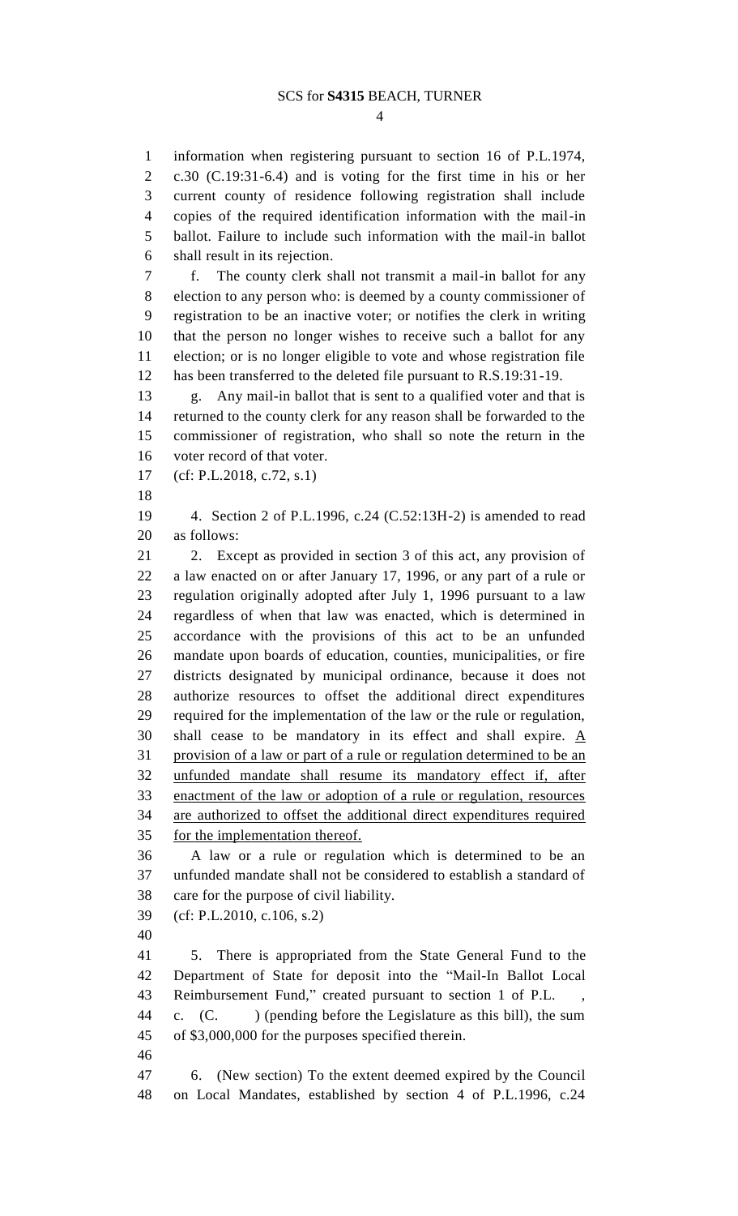information when registering pursuant to section 16 of P.L.1974, c.30 (C.19:31-6.4) and is voting for the first time in his or her current county of residence following registration shall include copies of the required identification information with the mail-in ballot. Failure to include such information with the mail-in ballot shall result in its rejection.

f. The county clerk shall not transmit a mail-in ballot for any election to any person who: is deemed by a county commissioner of registration to be an inactive voter; or notifies the clerk in writing that the person no longer wishes to receive such a ballot for any election; or is no longer eligible to vote and whose registration file has been transferred to the deleted file pursuant to R.S.19:31-19.

g. Any mail-in ballot that is sent to a qualified voter and that is returned to the county clerk for any reason shall be forwarded to the commissioner of registration, who shall so note the return in the voter record of that voter.

(cf: P.L.2018, c.72, s.1)

4. Section 2 of P.L.1996, c.24 (C.52:13H-2) is amended to read as follows:

2. Except as provided in section 3 of this act, any provision of a law enacted on or after January 17, 1996, or any part of a rule or regulation originally adopted after July 1, 1996 pursuant to a law regardless of when that law was enacted, which is determined in accordance with the provisions of this act to be an unfunded mandate upon boards of education, counties, municipalities, or fire districts designated by municipal ordinance, because it does not authorize resources to offset the additional direct expenditures required for the implementation of the law or the rule or regulation, shall cease to be mandatory in its effect and shall expire. <u>A provision of a law or part of a rule or regulation determined to be an unfunded mandate shall resume its mandatory effect if, after enactment of the law or adoption of a rule or regulation, resources are authorized to offset the additional direct expenditures required for the implementation thereof.</u>

A law or a rule or regulation which is determined to be an unfunded mandate shall not be considered to establish a standard of care for the purpose of civil liability.

(cf: P.L.2010, c.106, s.2)

5. There is appropriated from the State General Fund to the Department of State for deposit into the "Mail-In Ballot Local Reimbursement Fund," created pursuant to section 1 of P.L. , c. (C. ) (pending before the Legislature as this bill), the sum of $3,000,000 for the purposes specified therein.

6. (New section) To the extent deemed expired by the Council on Local Mandates, established by section 4 of P.L.1996, c.24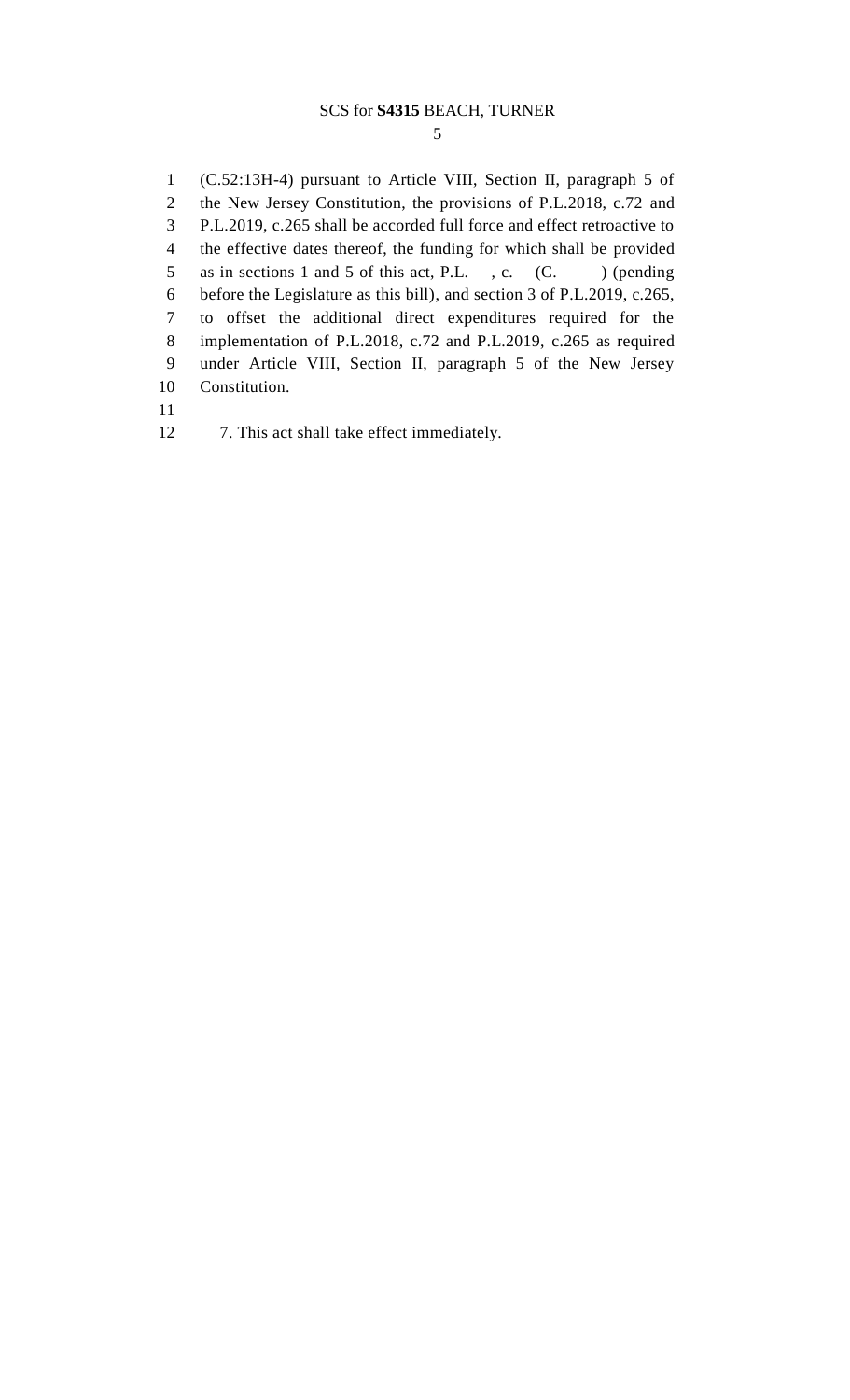(C.52:13H-4) pursuant to Article VIII, Section II, paragraph 5 of the New Jersey Constitution, the provisions of P.L.2018, c.72 and P.L.2019, c.265 shall be accorded full force and effect retroactive to the effective dates thereof, the funding for which shall be provided as in sections 1 and 5 of this act, P.L.  , c.  (C.  ) (pending before the Legislature as this bill), and section 3 of P.L.2019, c.265, to offset the additional direct expenditures required for the implementation of P.L.2018, c.72 and P.L.2019, c.265 as required under Article VIII, Section II, paragraph 5 of the New Jersey Constitution.

7. This act shall take effect immediately.